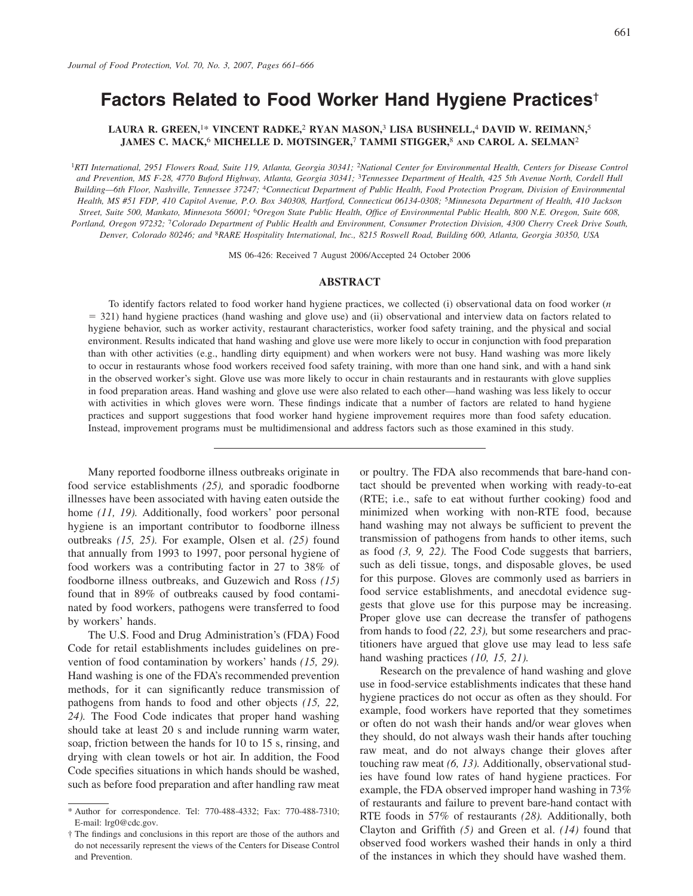# Factors Related to Food Worker Hand Hygiene Practices†

**LAURA R. GREEN,[1]* VINCENT RADKE,[2] RYAN MASON,[3] LISA BUSHNELL,[4] DAVID W. REIMANN,[5] JAMES C. MACK,[6] MICHELLE D. MOTSINGER,[7] TAMMI STIGGER,[8] AND CAROL A. SELMAN[2]**

[1]*RTI International, 2951 Flowers Road, Suite 119, Atlanta, Georgia 30341;* [2]*National Center for Environmental Health, Centers for Disease Control and Prevention, MS F-28, 4770 Buford Highway, Atlanta, Georgia 30341;* [3]*Tennessee Department of Health, 425 5th Avenue North, Cordell Hull Building—6th Floor, Nashville, Tennessee 37247;* [4]*Connecticut Department of Public Health, Food Protection Program, Division of Environmental Health, MS #51 FDP, 410 Capitol Avenue, P.O. Box 340308, Hartford, Connecticut 06134-0308;* [5]*Minnesota Department of Health, 410 Jackson Street, Suite 500, Mankato, Minnesota 56001;* [6]*Oregon State Public Health, Office of Environmental Public Health, 800 N.E. Oregon, Suite 608, Portland, Oregon 97232;* [7]*Colorado Department of Public Health and Environment, Consumer Protection Division, 4300 Cherry Creek Drive South, Denver, Colorado 80246; and* [8]*RARE Hospitality International, Inc., 8215 Roswell Road, Building 600, Atlanta, Georgia 30350, USA*

MS 06-426: Received 7 August 2006/Accepted 24 October 2006

## ABSTRACT

To identify factors related to food worker hand hygiene practices, we collected (i) observational data on food worker ($n = 321$) hand hygiene practices (hand washing and glove use) and (ii) observational and interview data on factors related to hygiene behavior, such as worker activity, restaurant characteristics, worker food safety training, and the physical and social environment. Results indicated that hand washing and glove use were more likely to occur in conjunction with food preparation than with other activities (e.g., handling dirty equipment) and when workers were not busy. Hand washing was more likely to occur in restaurants whose food workers received food safety training, with more than one hand sink, and with a hand sink in the observed worker's sight. Glove use was more likely to occur in chain restaurants and in restaurants with glove supplies in food preparation areas. Hand washing and glove use were also related to each other—hand washing was less likely to occur with activities in which gloves were worn. These findings indicate that a number of factors are related to hand hygiene practices and support suggestions that food worker hand hygiene improvement requires more than food safety education. Instead, improvement programs must be multidimensional and address factors such as those examined in this study.

---

Many reported foodborne illness outbreaks originate in food service establishments *(25),* and sporadic foodborne illnesses have been associated with having eaten outside the home *(11, 19).* Additionally, food workers' poor personal hygiene is an important contributor to foodborne illness outbreaks *(15, 25).* For example, Olsen et al. *(25)* found that annually from 1993 to 1997, poor personal hygiene of food workers was a contributing factor in 27 to 38% of foodborne illness outbreaks, and Guzewich and Ross *(15)* found that in 89% of outbreaks caused by food contaminated by food workers, pathogens were transferred to food by workers' hands.

The U.S. Food and Drug Administration's (FDA) Food Code for retail establishments includes guidelines on prevention of food contamination by workers' hands *(15, 29).* Hand washing is one of the FDA's recommended prevention methods, for it can significantly reduce transmission of pathogens from hands to food and other objects *(15, 22, 24).* The Food Code indicates that proper hand washing should take at least 20 s and include running warm water, soap, friction between the hands for 10 to 15 s, rinsing, and drying with clean towels or hot air. In addition, the Food Code specifies situations in which hands should be washed, such as before food preparation and after handling raw meat or poultry. The FDA also recommends that bare-hand contact should be prevented when working with ready-to-eat (RTE; i.e., safe to eat without further cooking) food and minimized when working with non-RTE food, because hand washing may not always be sufficient to prevent the transmission of pathogens from hands to other items, such as food *(3, 9, 22).* The Food Code suggests that barriers, such as deli tissue, tongs, and disposable gloves, be used for this purpose. Gloves are commonly used as barriers in food service establishments, and anecdotal evidence suggests that glove use for this purpose may be increasing. Proper glove use can decrease the transfer of pathogens from hands to food *(22, 23),* but some researchers and practitioners have argued that glove use may lead to less safe hand washing practices *(10, 15, 21).*

Research on the prevalence of hand washing and glove use in food-service establishments indicates that these hand hygiene practices do not occur as often as they should. For example, food workers have reported that they sometimes or often do not wash their hands and/or wear gloves when they should, do not always wash their hands after touching raw meat, and do not always change their gloves after touching raw meat *(6, 13).* Additionally, observational studies have found low rates of hand hygiene practices. For example, the FDA observed improper hand washing in 73% of restaurants and failure to prevent bare-hand contact with RTE foods in 57% of restaurants *(28).* Additionally, both Clayton and Griffith *(5)* and Green et al. *(14)* found that observed food workers washed their hands in only a third of the instances in which they should have washed them.

---

\* Author for correspondence. Tel: 770-488-4332; Fax: 770-488-7310; E-mail: lrg0@cdc.gov.

† The findings and conclusions in this report are those of the authors and do not necessarily represent the views of the Centers for Disease Control and Prevention.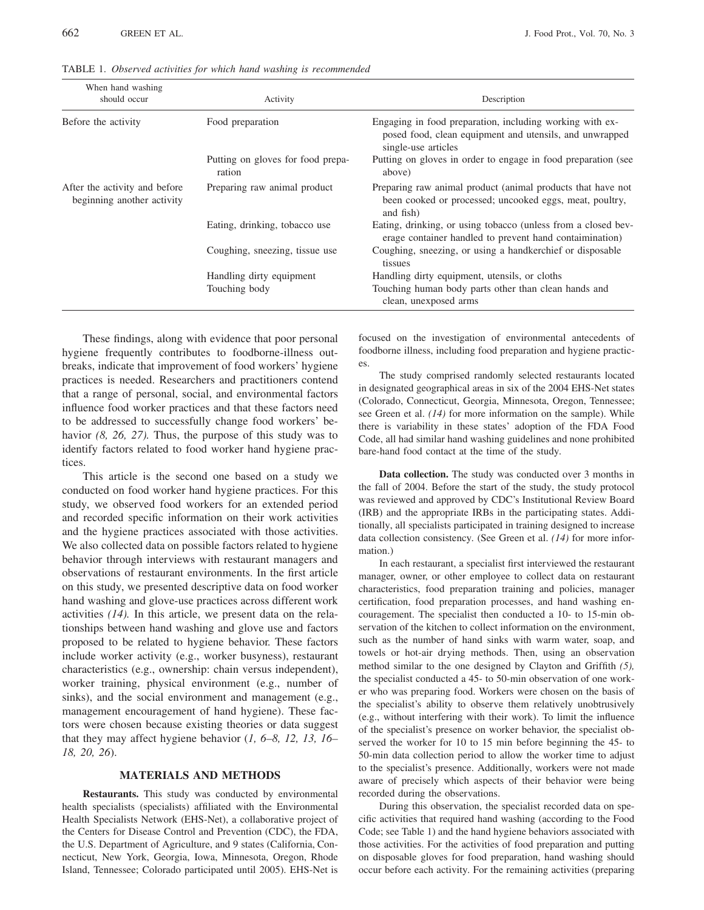TABLE 1. *Observed activities for which hand washing is recommended*

| When hand washing should occur | Activity | Description |
|---|---|---|
| Before the activity | Food preparation | Engaging in food preparation, including working with exposed food, clean equipment and utensils, and unwrapped single-use articles |
| | Putting on gloves for food preparation | Putting on gloves in order to engage in food preparation (see above) |
| After the activity and before beginning another activity | Preparing raw animal product | Preparing raw animal product (animal products that have not been cooked or processed; uncooked eggs, meat, poultry, and fish) |
| | Eating, drinking, tobacco use | Eating, drinking, or using tobacco (unless from a closed beverage container handled to prevent hand contaimination) |
| | Coughing, sneezing, tissue use | Coughing, sneezing, or using a handkerchief or disposable tissues |
| | Handling dirty equipment | Handling dirty equipment, utensils, or cloths |
| | Touching body | Touching human body parts other than clean hands and clean, unexposed arms |

These findings, along with evidence that poor personal hygiene frequently contributes to foodborne-illness outbreaks, indicate that improvement of food workers' hygiene practices is needed. Researchers and practitioners contend that a range of personal, social, and environmental factors influence food worker practices and that these factors need to be addressed to successfully change food workers' behavior *(8, 26, 27).* Thus, the purpose of this study was to identify factors related to food worker hand hygiene practices.

This article is the second one based on a study we conducted on food worker hand hygiene practices. For this study, we observed food workers for an extended period and recorded specific information on their work activities and the hygiene practices associated with those activities. We also collected data on possible factors related to hygiene behavior through interviews with restaurant managers and observations of restaurant environments. In the first article on this study, we presented descriptive data on food worker hand washing and glove-use practices across different work activities *(14).* In this article, we present data on the relationships between hand washing and glove use and factors proposed to be related to hygiene behavior. These factors include worker activity (e.g., worker busyness), restaurant characteristics (e.g., ownership: chain versus independent), worker training, physical environment (e.g., number of sinks), and the social environment and management (e.g., management encouragement of hand hygiene). These factors were chosen because existing theories or data suggest that they may affect hygiene behavior (*1, 6–8, 12, 13, 16–18, 20, 26*).

## MATERIALS AND METHODS

**Restaurants.** This study was conducted by environmental health specialists (specialists) affiliated with the Environmental Health Specialists Network (EHS-Net), a collaborative project of the Centers for Disease Control and Prevention (CDC), the FDA, the U.S. Department of Agriculture, and 9 states (California, Connecticut, New York, Georgia, Iowa, Minnesota, Oregon, Rhode Island, Tennessee; Colorado participated until 2005). EHS-Net is focused on the investigation of environmental antecedents of foodborne illness, including food preparation and hygiene practices.

The study comprised randomly selected restaurants located in designated geographical areas in six of the 2004 EHS-Net states (Colorado, Connecticut, Georgia, Minnesota, Oregon, Tennessee; see Green et al. *(14)* for more information on the sample). While there is variability in these states' adoption of the FDA Food Code, all had similar hand washing guidelines and none prohibited bare-hand food contact at the time of the study.

**Data collection.** The study was conducted over 3 months in the fall of 2004. Before the start of the study, the study protocol was reviewed and approved by CDC's Institutional Review Board (IRB) and the appropriate IRBs in the participating states. Additionally, all specialists participated in training designed to increase data collection consistency. (See Green et al. *(14)* for more information.)

In each restaurant, a specialist first interviewed the restaurant manager, owner, or other employee to collect data on restaurant characteristics, food preparation training and policies, manager certification, food preparation processes, and hand washing encouragement. The specialist then conducted a 10- to 15-min observation of the kitchen to collect information on the environment, such as the number of hand sinks with warm water, soap, and towels or hot-air drying methods. Then, using an observation method similar to the one designed by Clayton and Griffith *(5),* the specialist conducted a 45- to 50-min observation of one worker who was preparing food. Workers were chosen on the basis of the specialist's ability to observe them relatively unobtrusively (e.g., without interfering with their work). To limit the influence of the specialist's presence on worker behavior, the specialist observed the worker for 10 to 15 min before beginning the 45- to 50-min data collection period to allow the worker time to adjust to the specialist's presence. Additionally, workers were not made aware of precisely which aspects of their behavior were being recorded during the observations.

During this observation, the specialist recorded data on specific activities that required hand washing (according to the Food Code; see Table 1) and the hand hygiene behaviors associated with those activities. For the activities of food preparation and putting on disposable gloves for food preparation, hand washing should occur before each activity. For the remaining activities (preparing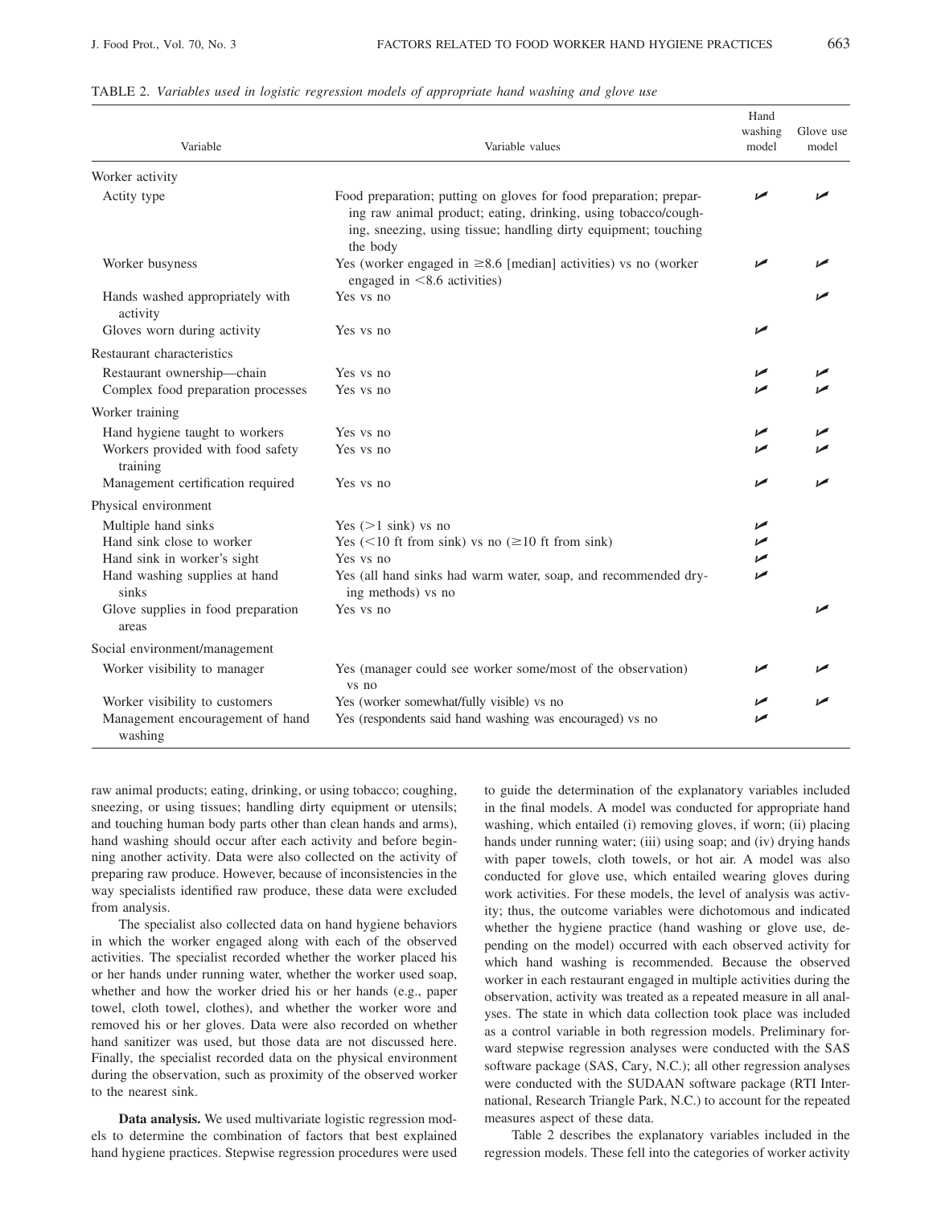TABLE 2. *Variables used in logistic regression models of appropriate hand washing and glove use*

| Variable | Variable values | Hand washing model | Glove use model |
|---|---|---|---|
| Worker activity | | | |
| Actity type | Food preparation; putting on gloves for food preparation; preparing raw animal product; eating, drinking, using tobacco/coughing, sneezing, using tissue; handling dirty equipment; touching the body | ✓ | ✓ |
| Worker busyness | Yes (worker engaged in ≥8.6 [median] activities) vs no (worker engaged in <8.6 activities) | ✓ | ✓ |
| Hands washed appropriately with activity | Yes vs no | | ✓ |
| Gloves worn during activity | Yes vs no | ✓ | |
| Restaurant characteristics | | | |
| Restaurant ownership—chain | Yes vs no | ✓ | ✓ |
| Complex food preparation processes | Yes vs no | ✓ | ✓ |
| Worker training | | | |
| Hand hygiene taught to workers | Yes vs no | ✓ | ✓ |
| Workers provided with food safety training | Yes vs no | ✓ | ✓ |
| Management certification required | Yes vs no | ✓ | ✓ |
| Physical environment | | | |
| Multiple hand sinks | Yes (>1 sink) vs no | ✓ | |
| Hand sink close to worker | Yes (<10 ft from sink) vs no (≥10 ft from sink) | ✓ | |
| Hand sink in worker's sight | Yes vs no | ✓ | |
| Hand washing supplies at hand sinks | Yes (all hand sinks had warm water, soap, and recommended drying methods) vs no | ✓ | |
| Glove supplies in food preparation areas | Yes vs no | | ✓ |
| Social environment/management | | | |
| Worker visibility to manager | Yes (manager could see worker some/most of the observation) vs no | ✓ | ✓ |
| Worker visibility to customers | Yes (worker somewhat/fully visible) vs no | ✓ | ✓ |
| Management encouragement of hand washing | Yes (respondents said hand washing was encouraged) vs no | ✓ | |

raw animal products; eating, drinking, or using tobacco; coughing, sneezing, or using tissues; handling dirty equipment or utensils; and touching human body parts other than clean hands and arms), hand washing should occur after each activity and before beginning another activity. Data were also collected on the activity of preparing raw produce. However, because of inconsistencies in the way specialists identified raw produce, these data were excluded from analysis.

The specialist also collected data on hand hygiene behaviors in which the worker engaged along with each of the observed activities. The specialist recorded whether the worker placed his or her hands under running water, whether the worker used soap, whether and how the worker dried his or her hands (e.g., paper towel, cloth towel, clothes), and whether the worker wore and removed his or her gloves. Data were also recorded on whether hand sanitizer was used, but those data are not discussed here. Finally, the specialist recorded data on the physical environment during the observation, such as proximity of the observed worker to the nearest sink.

**Data analysis.** We used multivariate logistic regression models to determine the combination of factors that best explained hand hygiene practices. Stepwise regression procedures were used to guide the determination of the explanatory variables included in the final models. A model was conducted for appropriate hand washing, which entailed (i) removing gloves, if worn; (ii) placing hands under running water; (iii) using soap; and (iv) drying hands with paper towels, cloth towels, or hot air. A model was also conducted for glove use, which entailed wearing gloves during work activities. For these models, the level of analysis was activity; thus, the outcome variables were dichotomous and indicated whether the hygiene practice (hand washing or glove use, depending on the model) occurred with each observed activity for which hand washing is recommended. Because the observed worker in each restaurant engaged in multiple activities during the observation, activity was treated as a repeated measure in all analyses. The state in which data collection took place was included as a control variable in both regression models. Preliminary forward stepwise regression analyses were conducted with the SAS software package (SAS, Cary, N.C.); all other regression analyses were conducted with the SUDAAN software package (RTI International, Research Triangle Park, N.C.) to account for the repeated measures aspect of these data.

Table 2 describes the explanatory variables included in the regression models. These fell into the categories of worker activity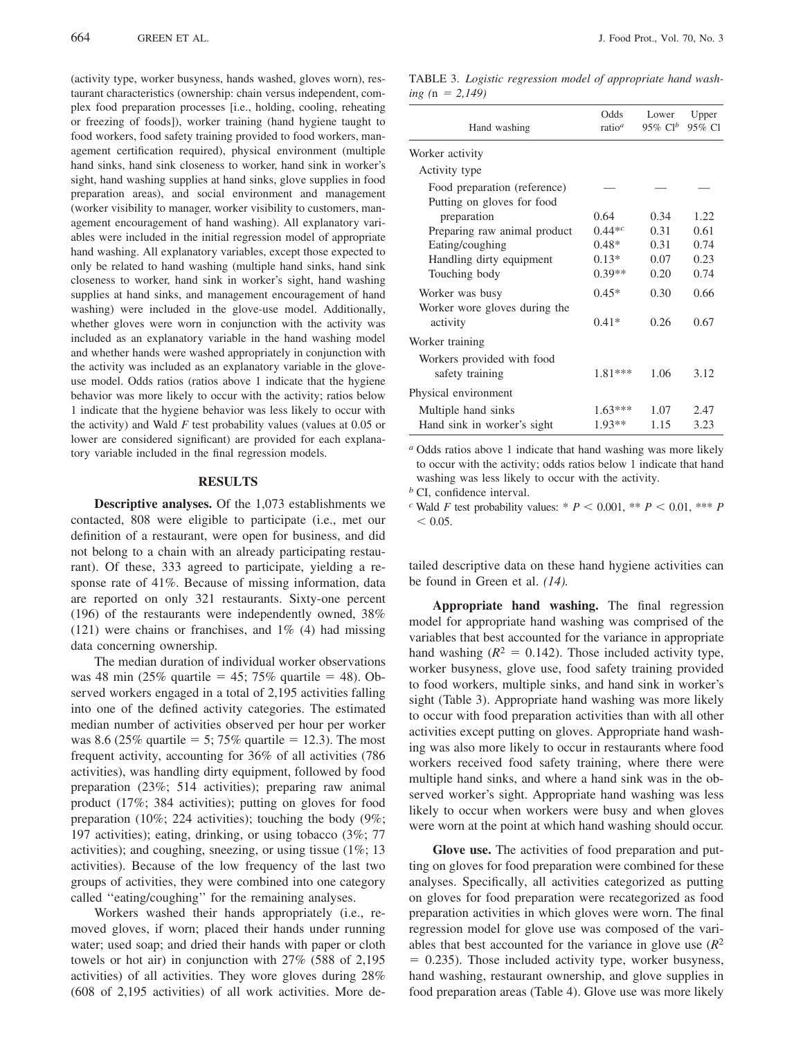(activity type, worker busyness, hands washed, gloves worn), restaurant characteristics (ownership: chain versus independent, complex food preparation processes [i.e., holding, cooling, reheating or freezing of foods]), worker training (hand hygiene taught to food workers, food safety training provided to food workers, management certification required), physical environment (multiple hand sinks, hand sink closeness to worker, hand sink in worker's sight, hand washing supplies at hand sinks, glove supplies in food preparation areas), and social environment and management (worker visibility to manager, worker visibility to customers, management encouragement of hand washing). All explanatory variables were included in the initial regression model of appropriate hand washing. All explanatory variables, except those expected to only be related to hand washing (multiple hand sinks, hand sink closeness to worker, hand sink in worker's sight, hand washing supplies at hand sinks, and management encouragement of hand washing) were included in the glove-use model. Additionally, whether gloves were worn in conjunction with the activity was included as an explanatory variable in the hand washing model and whether hands were washed appropriately in conjunction with the activity was included as an explanatory variable in the glove-use model. Odds ratios (ratios above 1 indicate that the hygiene behavior was more likely to occur with the activity; ratios below 1 indicate that the hygiene behavior was less likely to occur with the activity) and Wald $F$ test probability values (values at 0.05 or lower are considered significant) are provided for each explanatory variable included in the final regression models.

## RESULTS

**Descriptive analyses.** Of the 1,073 establishments we contacted, 808 were eligible to participate (i.e., met our definition of a restaurant, were open for business, and did not belong to a chain with an already participating restaurant). Of these, 333 agreed to participate, yielding a response rate of 41%. Because of missing information, data are reported on only 321 restaurants. Sixty-one percent (196) of the restaurants were independently owned, 38% (121) were chains or franchises, and 1% (4) had missing data concerning ownership.

The median duration of individual worker observations was 48 min (25% quartile = 45; 75% quartile = 48). Observed workers engaged in a total of 2,195 activities falling into one of the defined activity categories. The estimated median number of activities observed per hour per worker was 8.6 (25% quartile = 5; 75% quartile = 12.3). The most frequent activity, accounting for 36% of all activities (786 activities), was handling dirty equipment, followed by food preparation (23%; 514 activities); preparing raw animal product (17%; 384 activities); putting on gloves for food preparation (10%; 224 activities); touching the body (9%; 197 activities); eating, drinking, or using tobacco (3%; 77 activities); and coughing, sneezing, or using tissue (1%; 13 activities). Because of the low frequency of the last two groups of activities, they were combined into one category called "eating/coughing" for the remaining analyses.

Workers washed their hands appropriately (i.e., removed gloves, if worn; placed their hands under running water; used soap; and dried their hands with paper or cloth towels or hot air) in conjunction with 27% (588 of 2,195 activities) of all activities. They wore gloves during 28% (608 of 2,195 activities) of all work activities. More detailed descriptive data on these hand hygiene activities can be found in Green et al. *(14)*.

TABLE 3. *Logistic regression model of appropriate hand washing (n = 2,149)*

| Hand washing | Odds ratio[a] | Lower 95% CI[b] | Upper 95% CI |
|---|---|---|---|
| Worker activity | | | |
| Activity type | | | |
| Food preparation (reference) | — | — | — |
| Putting on gloves for food preparation | 0.64 | 0.34 | 1.22 |
| Preparing raw animal product | 0.44*[c] | 0.31 | 0.61 |
| Eating/coughing | 0.48* | 0.31 | 0.74 |
| Handling dirty equipment | 0.13* | 0.07 | 0.23 |
| Touching body | 0.39** | 0.20 | 0.74 |
| Worker was busy | 0.45* | 0.30 | 0.66 |
| Worker wore gloves during the activity | 0.41* | 0.26 | 0.67 |
| Worker training | | | |
| Workers provided with food safety training | 1.81*** | 1.06 | 3.12 |
| Physical environment | | | |
| Multiple hand sinks | 1.63*** | 1.07 | 2.47 |
| Hand sink in worker's sight | 1.93** | 1.15 | 3.23 |

[a] Odds ratios above 1 indicate that hand washing was more likely to occur with the activity; odds ratios below 1 indicate that hand washing was less likely to occur with the activity.

[b] CI, confidence interval.

[c] Wald $F$ test probability values: * $P < 0.001$, ** $P < 0.01$, *** $P < 0.05$.

**Appropriate hand washing.** The final regression model for appropriate hand washing was comprised of the variables that best accounted for the variance in appropriate hand washing ($R^2 = 0.142$). Those included activity type, worker busyness, glove use, food safety training provided to food workers, multiple sinks, and hand sink in worker's sight (Table 3). Appropriate hand washing was more likely to occur with food preparation activities than with all other activities except putting on gloves. Appropriate hand washing was also more likely to occur in restaurants where food workers received food safety training, where there were multiple hand sinks, and where a hand sink was in the observed worker's sight. Appropriate hand washing was less likely to occur when workers were busy and when gloves were worn at the point at which hand washing should occur.

**Glove use.** The activities of food preparation and putting on gloves for food preparation were combined for these analyses. Specifically, all activities categorized as putting on gloves for food preparation were recategorized as food preparation activities in which gloves were worn. The final regression model for glove use was composed of the variables that best accounted for the variance in glove use ($R^2 = 0.235$). Those included activity type, worker busyness, hand washing, restaurant ownership, and glove supplies in food preparation areas (Table 4). Glove use was more likely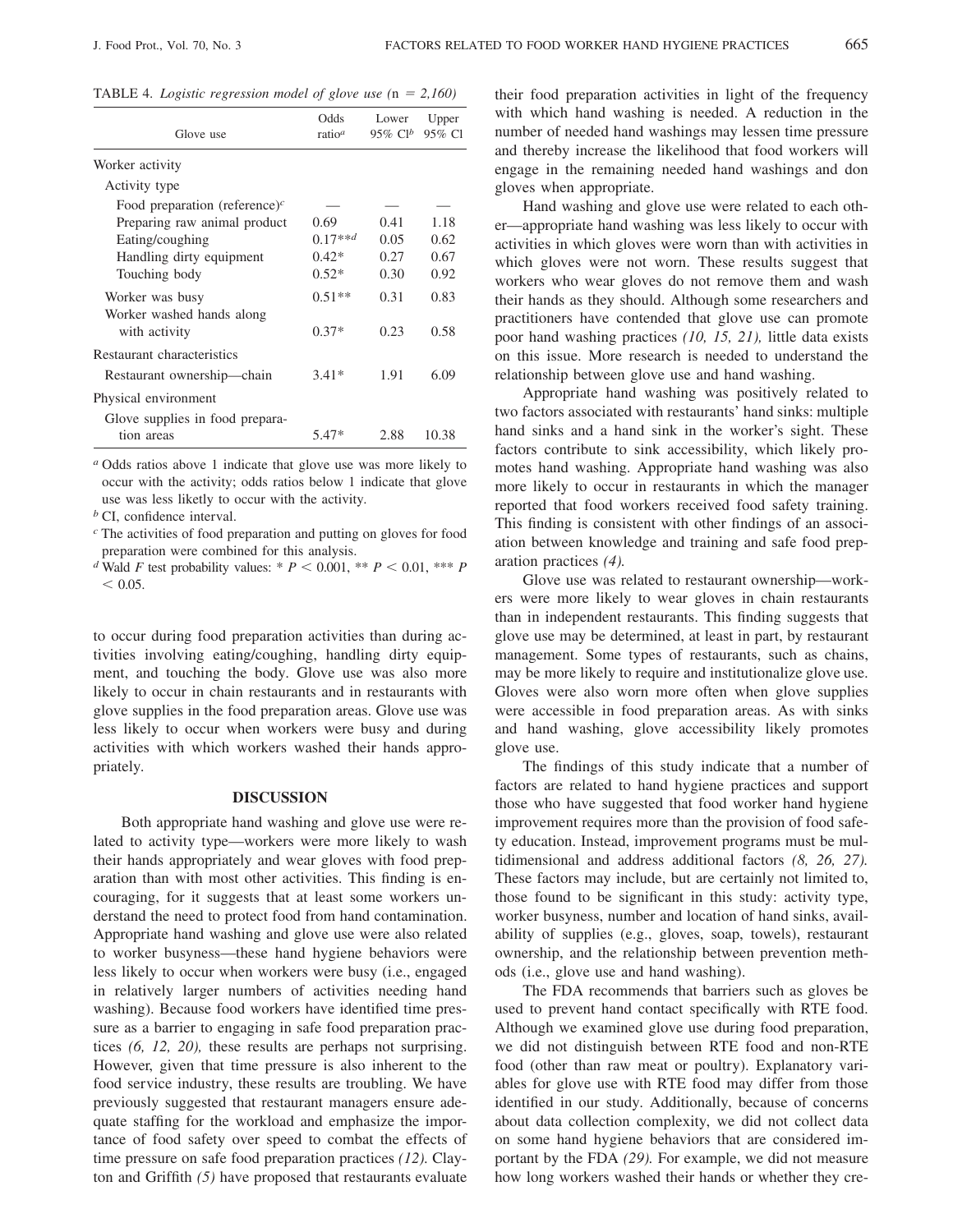TABLE 4. *Logistic regression model of glove use* (n = 2,160)

| Glove use | Odds ratio[a] | Lower 95% CI[b] | Upper 95% Cl |
|---|---|---|---|
| Worker activity | | | |
| Activity type | | | |
| Food preparation (reference)[c] | — | — | — |
| Preparing raw animal product | 0.69 | 0.41 | 1.18 |
| Eating/coughing | 0.17**[d] | 0.05 | 0.62 |
| Handling dirty equipment | 0.42* | 0.27 | 0.67 |
| Touching body | 0.52* | 0.30 | 0.92 |
| Worker was busy | 0.51** | 0.31 | 0.83 |
| Worker washed hands along with activity | 0.37* | 0.23 | 0.58 |
| Restaurant characteristics | | | |
| Restaurant ownership—chain | 3.41* | 1.91 | 6.09 |
| Physical environment | | | |
| Glove supplies in food preparation areas | 5.47* | 2.88 | 10.38 |

[a] Odds ratios above 1 indicate that glove use was more likely to occur with the activity; odds ratios below 1 indicate that glove use was less likeltly to occur with the activity.

[b] CI, confidence interval.

[c] The activities of food preparation and putting on gloves for food preparation were combined for this analysis.

[d] Wald *F* test probability values: * $P < 0.001$, ** $P < 0.01$, *** $P < 0.05$.

to occur during food preparation activities than during activities involving eating/coughing, handling dirty equipment, and touching the body. Glove use was also more likely to occur in chain restaurants and in restaurants with glove supplies in the food preparation areas. Glove use was less likely to occur when workers were busy and during activities with which workers washed their hands appropriately.

## DISCUSSION

Both appropriate hand washing and glove use were related to activity type—workers were more likely to wash their hands appropriately and wear gloves with food preparation than with most other activities. This finding is encouraging, for it suggests that at least some workers understand the need to protect food from hand contamination. Appropriate hand washing and glove use were also related to worker busyness—these hand hygiene behaviors were less likely to occur when workers were busy (i.e., engaged in relatively larger numbers of activities needing hand washing). Because food workers have identified time pressure as a barrier to engaging in safe food preparation practices *(6, 12, 20),* these results are perhaps not surprising. However, given that time pressure is also inherent to the food service industry, these results are troubling. We have previously suggested that restaurant managers ensure adequate staffing for the workload and emphasize the importance of food safety over speed to combat the effects of time pressure on safe food preparation practices *(12).* Clayton and Griffith *(5)* have proposed that restaurants evaluate their food preparation activities in light of the frequency with which hand washing is needed. A reduction in the number of needed hand washings may lessen time pressure and thereby increase the likelihood that food workers will engage in the remaining needed hand washings and don gloves when appropriate.

Hand washing and glove use were related to each other—appropriate hand washing was less likely to occur with activities in which gloves were worn than with activities in which gloves were not worn. These results suggest that workers who wear gloves do not remove them and wash their hands as they should. Although some researchers and practitioners have contended that glove use can promote poor hand washing practices *(10, 15, 21),* little data exists on this issue. More research is needed to understand the relationship between glove use and hand washing.

Appropriate hand washing was positively related to two factors associated with restaurants' hand sinks: multiple hand sinks and a hand sink in the worker's sight. These factors contribute to sink accessibility, which likely promotes hand washing. Appropriate hand washing was also more likely to occur in restaurants in which the manager reported that food workers received food safety training. This finding is consistent with other findings of an association between knowledge and training and safe food preparation practices *(4).*

Glove use was related to restaurant ownership—workers were more likely to wear gloves in chain restaurants than in independent restaurants. This finding suggests that glove use may be determined, at least in part, by restaurant management. Some types of restaurants, such as chains, may be more likely to require and institutionalize glove use. Gloves were also worn more often when glove supplies were accessible in food preparation areas. As with sinks and hand washing, glove accessibility likely promotes glove use.

The findings of this study indicate that a number of factors are related to hand hygiene practices and support those who have suggested that food worker hand hygiene improvement requires more than the provision of food safety education. Instead, improvement programs must be multidimensional and address additional factors *(8, 26, 27).* These factors may include, but are certainly not limited to, those found to be significant in this study: activity type, worker busyness, number and location of hand sinks, availability of supplies (e.g., gloves, soap, towels), restaurant ownership, and the relationship between prevention methods (i.e., glove use and hand washing).

The FDA recommends that barriers such as gloves be used to prevent hand contact specifically with RTE food. Although we examined glove use during food preparation, we did not distinguish between RTE food and non-RTE food (other than raw meat or poultry). Explanatory variables for glove use with RTE food may differ from those identified in our study. Additionally, because of concerns about data collection complexity, we did not collect data on some hand hygiene behaviors that are considered important by the FDA *(29).* For example, we did not measure how long workers washed their hands or whether they cre-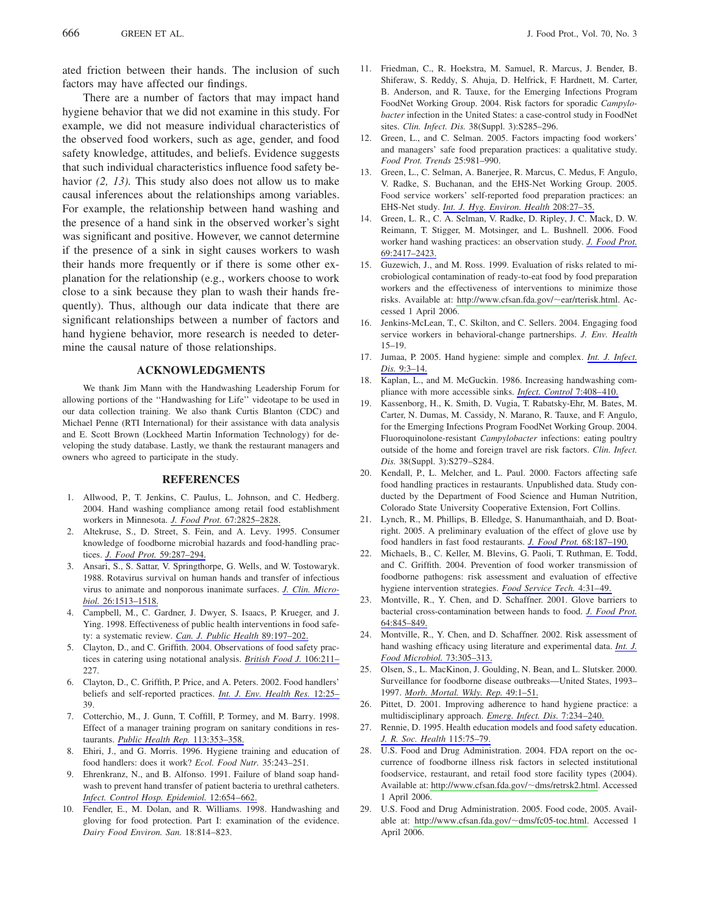ated friction between their hands. The inclusion of such factors may have affected our findings.

There are a number of factors that may impact hand hygiene behavior that we did not examine in this study. For example, we did not measure individual characteristics of the observed food workers, such as age, gender, and food safety knowledge, attitudes, and beliefs. Evidence suggests that such individual characteristics influence food safety behavior *(2, 13)*. This study also does not allow us to make causal inferences about the relationships among variables. For example, the relationship between hand washing and the presence of a hand sink in the observed worker's sight was significant and positive. However, we cannot determine if the presence of a sink in sight causes workers to wash their hands more frequently or if there is some other explanation for the relationship (e.g., workers choose to work close to a sink because they plan to wash their hands frequently). Thus, although our data indicate that there are significant relationships between a number of factors and hand hygiene behavior, more research is needed to determine the causal nature of those relationships.

## ACKNOWLEDGMENTS

We thank Jim Mann with the Handwashing Leadership Forum for allowing portions of the ''Handwashing for Life'' videotape to be used in our data collection training. We also thank Curtis Blanton (CDC) and Michael Penne (RTI International) for their assistance with data analysis and E. Scott Brown (Lockheed Martin Information Technology) for developing the study database. Lastly, we thank the restaurant managers and owners who agreed to participate in the study.

## REFERENCES

1. Allwood, P., T. Jenkins, C. Paulus, L. Johnson, and C. Hedberg. 2004. Hand washing compliance among retail food establishment workers in Minnesota. *J. Food Prot.* 67:2825–2828.
2. Altekruse, S., D. Street, S. Fein, and A. Levy. 1995. Consumer knowledge of foodborne microbial hazards and food-handling practices. *J. Food Prot.* 59:287–294.
3. Ansari, S., S. Sattar, V. Springthorpe, G. Wells, and W. Tostowaryk. 1988. Rotavirus survival on human hands and transfer of infectious virus to animate and nonporous inanimate surfaces. *J. Clin. Microbiol.* 26:1513–1518.
4. Campbell, M., C. Gardner, J. Dwyer, S. Isaacs, P. Krueger, and J. Ying. 1998. Effectiveness of public health interventions in food safety: a systematic review. *Can. J. Public Health* 89:197–202.
5. Clayton, D., and C. Griffith. 2004. Observations of food safety practices in catering using notational analysis. *British Food J.* 106:211–227.
6. Clayton, D., C. Griffith, P. Price, and A. Peters. 2002. Food handlers' beliefs and self-reported practices. *Int. J. Env. Health Res.* 12:25–39.
7. Cotterchio, M., J. Gunn, T. Coffill, P. Tormey, and M. Barry. 1998. Effect of a manager training program on sanitary conditions in restaurants. *Public Health Rep.* 113:353–358.
8. Ehiri, J., and G. Morris. 1996. Hygiene training and education of food handlers: does it work? *Ecol. Food Nutr.* 35:243–251.
9. Ehrenkranz, N., and B. Alfonso. 1991. Failure of bland soap handwash to prevent hand transfer of patient bacteria to urethral catheters. *Infect. Control Hosp. Epidemiol.* 12:654–662.
10. Fendler, E., M. Dolan, and R. Williams. 1998. Handwashing and gloving for food protection. Part I: examination of the evidence. *Dairy Food Environ. San.* 18:814–823.
11. Friedman, C., R. Hoekstra, M. Samuel, R. Marcus, J. Bender, B. Shiferaw, S. Reddy, S. Ahuja, D. Helfrick, F. Hardnett, M. Carter, B. Anderson, and R. Tauxe, for the Emerging Infections Program FoodNet Working Group. 2004. Risk factors for sporadic *Campylobacter* infection in the United States: a case-control study in FoodNet sites. *Clin. Infect. Dis.* 38(Suppl. 3):S285–296.
12. Green, L., and C. Selman. 2005. Factors impacting food workers' and managers' safe food preparation practices: a qualitative study. *Food Prot. Trends* 25:981–990.
13. Green, L., C. Selman, A. Banerjee, R. Marcus, C. Medus, F. Angulo, V. Radke, S. Buchanan, and the EHS-Net Working Group. 2005. Food service workers' self-reported food preparation practices: an EHS-Net study. *Int. J. Hyg. Environ. Health* 208:27–35.
14. Green, L. R., C. A. Selman, V. Radke, D. Ripley, J. C. Mack, D. W. Reimann, T. Stigger, M. Motsinger, and L. Bushnell. 2006. Food worker hand washing practices: an observation study. *J. Food Prot.* 69:2417–2423.
15. Guzewich, J., and M. Ross. 1999. Evaluation of risks related to microbiological contamination of ready-to-eat food by food preparation workers and the effectiveness of interventions to minimize those risks. Available at: http://www.cfsan.fda.gov/~ear/rterisk.html. Accessed 1 April 2006.
16. Jenkins-McLean, T., C. Skilton, and C. Sellers. 2004. Engaging food service workers in behavioral-change partnerships. *J. Env. Health* 15–19.
17. Jumaa, P. 2005. Hand hygiene: simple and complex. *Int. J. Infect. Dis.* 9:3–14.
18. Kaplan, L., and M. McGuckin. 1986. Increasing handwashing compliance with more accessible sinks. *Infect. Control* 7:408–410.
19. Kassenborg, H., K. Smith, D. Vugia, T. Rabatsky-Ehr, M. Bates, M. Carter, N. Dumas, M. Cassidy, N. Marano, R. Tauxe, and F. Angulo, for the Emerging Infections Program FoodNet Working Group. 2004. Fluoroquinolone-resistant *Campylobacter* infections: eating poultry outside of the home and foreign travel are risk factors. *Clin. Infect. Dis.* 38(Suppl. 3):S279–S284.
20. Kendall, P., L. Melcher, and L. Paul. 2000. Factors affecting safe food handling practices in restaurants. Unpublished data. Study conducted by the Department of Food Science and Human Nutrition, Colorado State University Cooperative Extension, Fort Collins.
21. Lynch, R., M. Phillips, B. Elledge, S. Hanumanthaiah, and D. Boatright. 2005. A preliminary evaluation of the effect of glove use by food handlers in fast food restaurants. *J. Food Prot.* 68:187–190.
22. Michaels, B., C. Keller, M. Blevins, G. Paoli, T. Ruthman, E. Todd, and C. Griffith. 2004. Prevention of food worker transmission of foodborne pathogens: risk assessment and evaluation of effective hygiene intervention strategies. *Food Service Tech.* 4:31–49.
23. Montville, R., Y. Chen, and D. Schaffner. 2001. Glove barriers to bacterial cross-contamination between hands to food. *J. Food Prot.* 64:845–849.
24. Montville, R., Y. Chen, and D. Schaffner. 2002. Risk assessment of hand washing efficacy using literature and experimental data. *Int. J. Food Microbiol.* 73:305–313.
25. Olsen, S., L. MacKinon, J. Goulding, N. Bean, and L. Slutsker. 2000. Surveillance for foodborne disease outbreaks—United States, 1993–1997. *Morb. Mortal. Wkly. Rep.* 49:1–51.
26. Pittet, D. 2001. Improving adherence to hand hygiene practice: a multidisciplinary approach. *Emerg. Infect. Dis.* 7:234–240.
27. Rennie, D. 1995. Health education models and food safety education. *J. R. Soc. Health* 115:75–79.
28. U.S. Food and Drug Administration. 2004. FDA report on the occurrence of foodborne illness risk factors in selected institutional foodservice, restaurant, and retail food store facility types (2004). Available at: http://www.cfsan.fda.gov/~dms/retrsk2.html. Accessed 1 April 2006.
29. U.S. Food and Drug Administration. 2005. Food code, 2005. Available at: http://www.cfsan.fda.gov/~dms/fc05-toc.html. Accessed 1 April 2006.